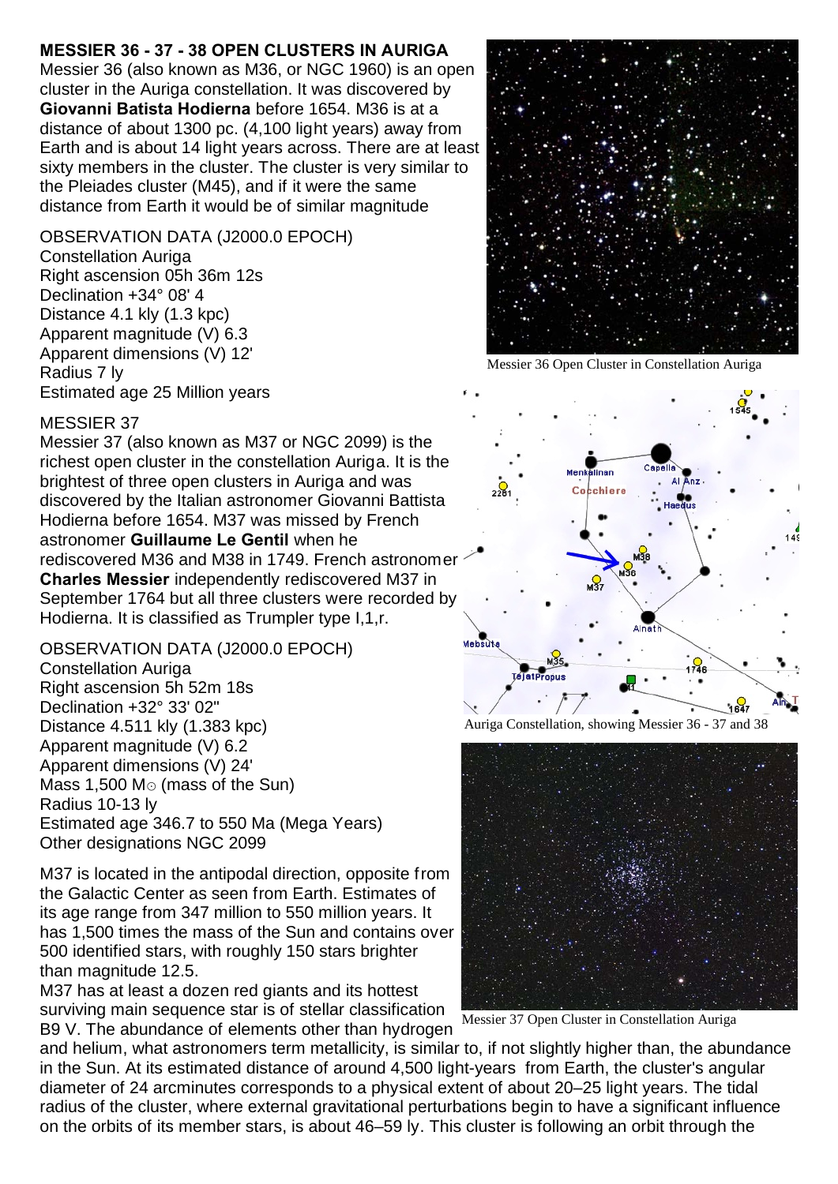## MESSIER 36 - 37 - 38 OPEN CLUSTERS IN AURIGA

Messier 36 (also known as M36, or NGC 1960) is an open cluster in the Auriga constellation. It was discovered by **Giovanni Batista Hodierna** before 1654. M36 is at a distance of about 1300 pc. (4,100 light years) away from Earth and is about 14 light years across. There are at least sixty members in the cluster. The cluster is very similar to the Pleiades cluster (M45), and if it were the same distance from Earth it would be of similar magnitude

OBSERVATION DATA (J2000.0 EPOCH)
Constellation Auriga
Right ascension 05h 36m 12s
Declination +34° 08' 4
Distance 4.1 kly (1.3 kpc)
Apparent magnitude (V) 6.3
Apparent dimensions (V) 12'
Radius 7 ly
Estimated age 25 Million years

Messier 36 Open Cluster in Constellation Auriga

MESSIER 37

Messier 37 (also known as M37 or NGC 2099) is the richest open cluster in the constellation Auriga. It is the brightest of three open clusters in Auriga and was discovered by the Italian astronomer Giovanni Battista Hodierna before 1654. M37 was missed by French astronomer **Guillaume Le Gentil** when he rediscovered M36 and M38 in 1749. French astronomer **Charles Messier** independently rediscovered M37 in September 1764 but all three clusters were recorded by Hodierna. It is classified as Trumpler type I,1,r.

Auriga Constellation, showing Messier 36 - 37 and 38

OBSERVATION DATA (J2000.0 EPOCH)
Constellation Auriga
Right ascension 5h 52m 18s
Declination +32° 33' 02"
Distance 4.511 kly (1.383 kpc)
Apparent magnitude (V) 6.2
Apparent dimensions (V) 24'
Mass 1,500 $M_\odot$ (mass of the Sun)
Radius 10-13 ly
Estimated age 346.7 to 550 Ma (Mega Years)
Other designations NGC 2099

M37 is located in the antipodal direction, opposite from the Galactic Center as seen from Earth. Estimates of its age range from 347 million to 550 million years. It has 1,500 times the mass of the Sun and contains over 500 identified stars, with roughly 150 stars brighter than magnitude 12.5.

M37 has at least a dozen red giants and its hottest surviving main sequence star is of stellar classification B9 V. The abundance of elements other than hydrogen and helium, what astronomers term metallicity, is similar to, if not slightly higher than, the abundance in the Sun. At its estimated distance of around 4,500 light-years from Earth, the cluster's angular diameter of 24 arcminutes corresponds to a physical extent of about 20–25 light years. The tidal radius of the cluster, where external gravitational perturbations begin to have a significant influence on the orbits of its member stars, is about 46–59 ly. This cluster is following an orbit through the

Messier 37 Open Cluster in Constellation Auriga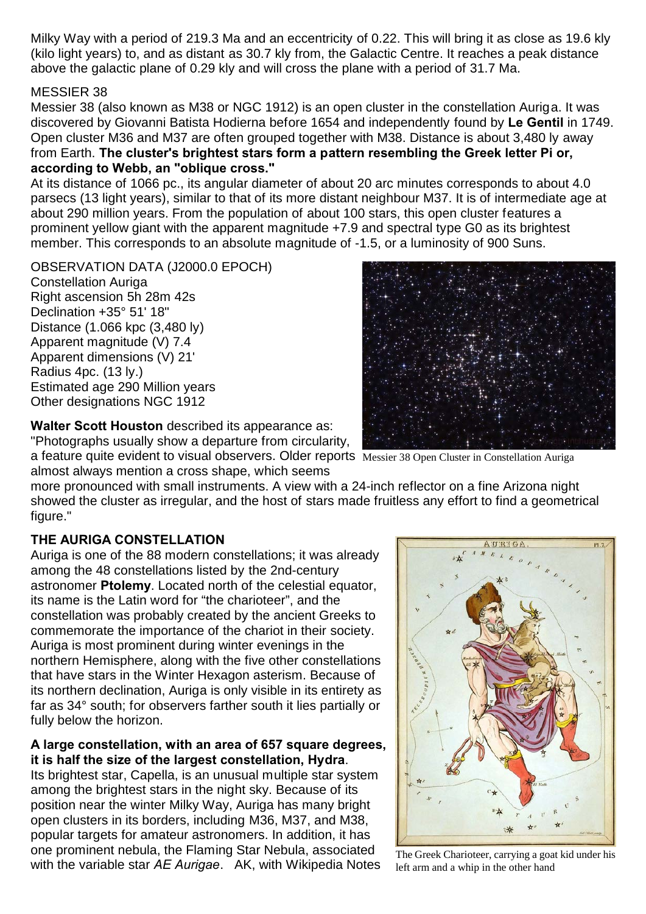Milky Way with a period of 219.3 Ma and an eccentricity of 0.22. This will bring it as close as 19.6 kly (kilo light years) to, and as distant as 30.7 kly from, the Galactic Centre. It reaches a peak distance above the galactic plane of 0.29 kly and will cross the plane with a period of 31.7 Ma.

## MESSIER 38

Messier 38 (also known as M38 or NGC 1912) is an open cluster in the constellation Auriga. It was discovered by Giovanni Batista Hodierna before 1654 and independently found by **Le Gentil** in 1749. Open cluster M36 and M37 are often grouped together with M38. Distance is about 3,480 ly away from Earth. **The cluster's brightest stars form a pattern resembling the Greek letter Pi or, according to Webb, an "oblique cross."**

At its distance of 1066 pc., its angular diameter of about 20 arc minutes corresponds to about 4.0 parsecs (13 light years), similar to that of its more distant neighbour M37. It is of intermediate age at about 290 million years. From the population of about 100 stars, this open cluster features a prominent yellow giant with the apparent magnitude +7.9 and spectral type G0 as its brightest member. This corresponds to an absolute magnitude of -1.5, or a luminosity of 900 Suns.

OBSERVATION DATA (J2000.0 EPOCH)
Constellation Auriga
Right ascension 5h 28m 42s
Declination +35° 51' 18"
Distance (1.066 kpc (3,480 ly)
Apparent magnitude (V) 7.4
Apparent dimensions (V) 21'
Radius 4pc. (13 ly.)
Estimated age 290 Million years
Other designations NGC 1912

Messier 38 Open Cluster in Constellation Auriga

**Walter Scott Houston** described its appearance as:
"Photographs usually show a departure from circularity, a feature quite evident to visual observers. Older reports almost always mention a cross shape, which seems more pronounced with small instruments. A view with a 24-inch reflector on a fine Arizona night showed the cluster as irregular, and the host of stars made fruitless any effort to find a geometrical figure."

## THE AURIGA CONSTELLATION

Auriga is one of the 88 modern constellations; it was already among the 48 constellations listed by the 2nd-century astronomer **Ptolemy**. Located north of the celestial equator, its name is the Latin word for "the charioteer", and the constellation was probably created by the ancient Greeks to commemorate the importance of the chariot in their society. Auriga is most prominent during winter evenings in the northern Hemisphere, along with the five other constellations that have stars in the Winter Hexagon asterism. Because of its northern declination, Auriga is only visible in its entirety as far as 34° south; for observers farther south it lies partially or fully below the horizon.

**A large constellation, with an area of 657 square degrees, it is half the size of the largest constellation, Hydra**.
Its brightest star, Capella, is an unusual multiple star system among the brightest stars in the night sky. Because of its position near the winter Milky Way, Auriga has many bright open clusters in its borders, including M36, M37, and M38, popular targets for amateur astronomers. In addition, it has one prominent nebula, the Flaming Star Nebula, associated with the variable star *AE Aurigae*. AK, with Wikipedia Notes

The Greek Charioteer, carrying a goat kid under his left arm and a whip in the other hand